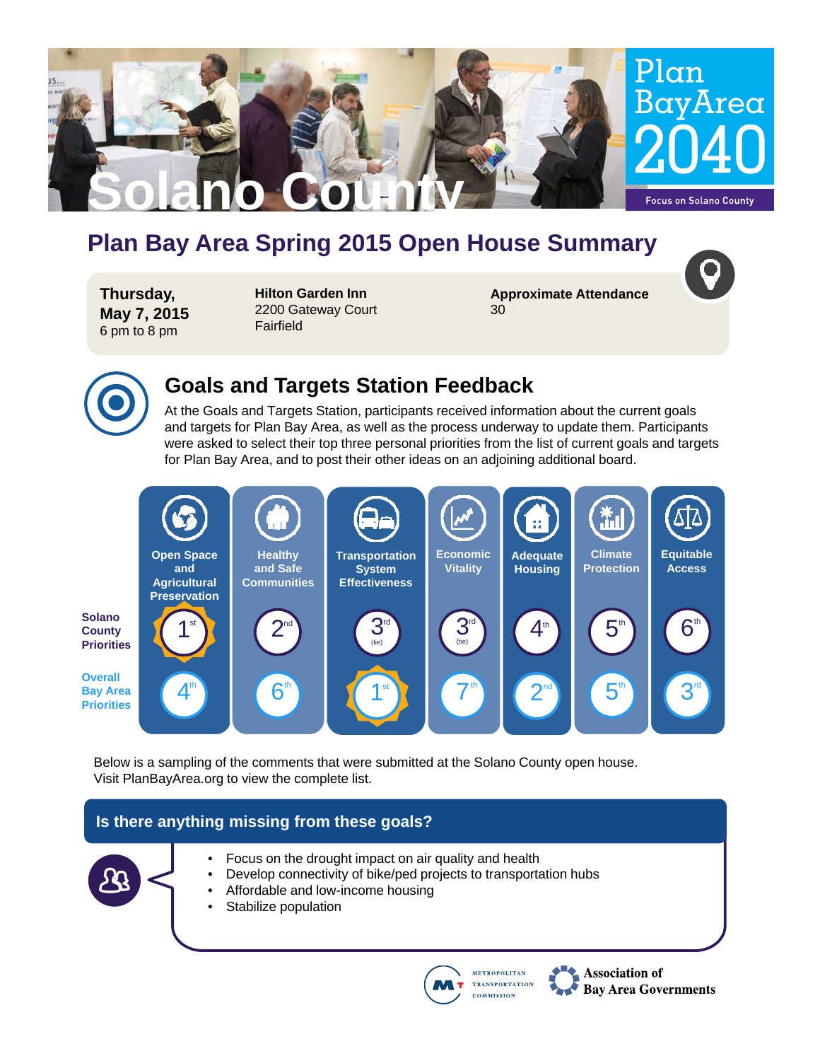# Solano County

**Plan Bay Area 2040**
Focus on Solano County

## Plan Bay Area Spring 2015 Open House Summary

**Thursday, May 7, 2015**
6 pm to 8 pm

**Hilton Garden Inn**
2200 Gateway Court
Fairfield

**Approximate Attendance**
30

## Goals and Targets Station Feedback

At the Goals and Targets Station, participants received information about the current goals and targets for Plan Bay Area, as well as the process underway to update them. Participants were asked to select their top three personal priorities from the list of current goals and targets for Plan Bay Area, and to post their other ideas on an adjoining additional board.

| | Open Space and Agricultural Preservation | Healthy and Safe Communities | Transportation System Effectiveness | Economic Vitality | Adequate Housing | Climate Protection | Equitable Access |
|---|---|---|---|---|---|---|---|
| **Solano County Priorities** | 1st | 2nd | 3rd (tie) | 3rd (tie) | 4th | 5th | 6th |
| **Overall Bay Area Priorities** | 4th | 6th | 1st | 7th | 2nd | 5th | 3rd |

Below is a sampling of the comments that were submitted at the Solano County open house. Visit PlanBayArea.org to view the complete list.

### Is there anything missing from these goals?

- Focus on the drought impact on air quality and health
- Develop connectivity of bike/ped projects to transportation hubs
- Affordable and low-income housing
- Stabilize population

Metropolitan Transportation Commission | Association of Bay Area Governments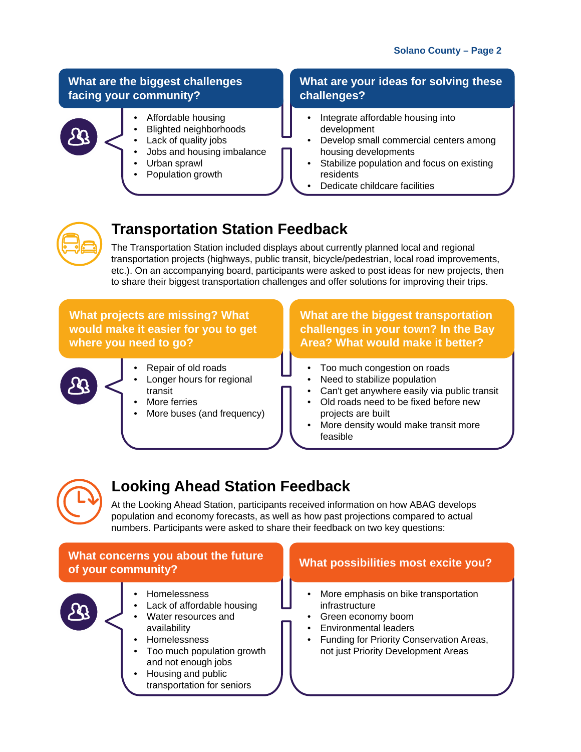### What are the biggest challenges facing your community?

- Affordable housing
- Blighted neighborhoods
- Lack of quality jobs
- Jobs and housing imbalance
- Urban sprawl
- Population growth

### What are your ideas for solving these challenges?

- Integrate affordable housing into development
- Develop small commercial centers among housing developments
- Stabilize population and focus on existing residents
- Dedicate childcare facilities

## Transportation Station Feedback

The Transportation Station included displays about currently planned local and regional transportation projects (highways, public transit, bicycle/pedestrian, local road improvements, etc.). On an accompanying board, participants were asked to post ideas for new projects, then to share their biggest transportation challenges and offer solutions for improving their trips.

### What projects are missing? What would make it easier for you to get where you need to go?

- Repair of old roads
- Longer hours for regional transit
- More ferries
- More buses (and frequency)

### What are the biggest transportation challenges in your town? In the Bay Area? What would make it better?

- Too much congestion on roads
- Need to stabilize population
- Can't get anywhere easily via public transit
- Old roads need to be fixed before new projects are built
- More density would make transit more feasible

## Looking Ahead Station Feedback

At the Looking Ahead Station, participants received information on how ABAG develops population and economy forecasts, as well as how past projections compared to actual numbers. Participants were asked to share their feedback on two key questions:

### What concerns you about the future of your community?

- Homelessness
- Lack of affordable housing
- Water resources and availability
- Homelessness
- Too much population growth and not enough jobs
- Housing and public transportation for seniors

### What possibilities most excite you?

- More emphasis on bike transportation infrastructure
- Green economy boom
- Environmental leaders
- Funding for Priority Conservation Areas, not just Priority Development Areas